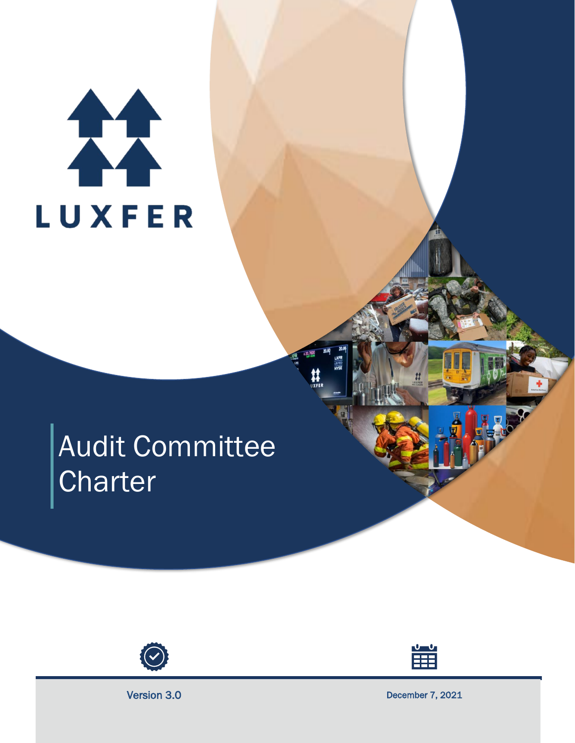LUXFER

# Audit Committee Charter

Version 3.0

December 7, 2021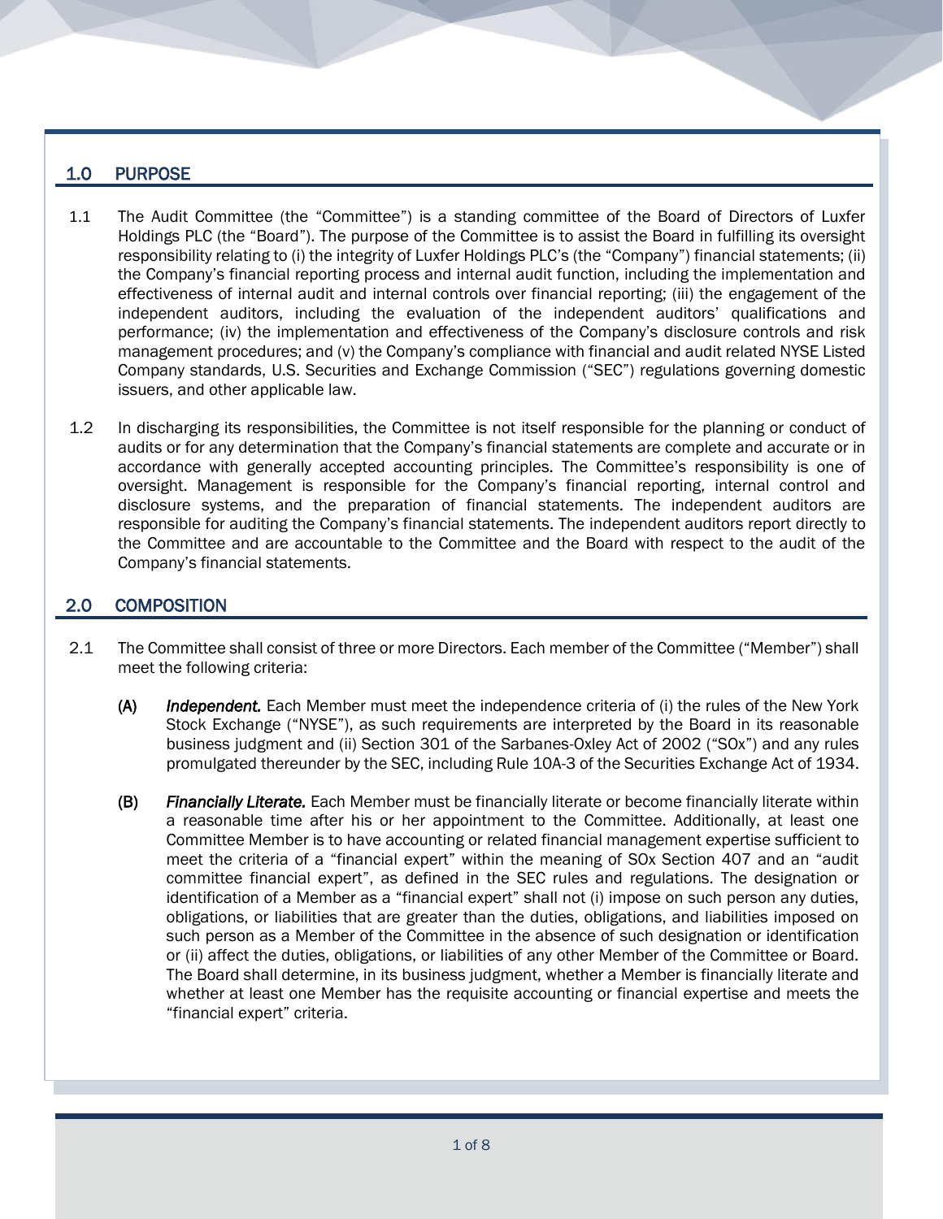## 1.0 PURPOSE

1.1 The Audit Committee (the "Committee") is a standing committee of the Board of Directors of Luxfer Holdings PLC (the "Board"). The purpose of the Committee is to assist the Board in fulfilling its oversight responsibility relating to (i) the integrity of Luxfer Holdings PLC's (the "Company") financial statements; (ii) the Company's financial reporting process and internal audit function, including the implementation and effectiveness of internal audit and internal controls over financial reporting; (iii) the engagement of the independent auditors, including the evaluation of the independent auditors' qualifications and performance; (iv) the implementation and effectiveness of the Company's disclosure controls and risk management procedures; and (v) the Company's compliance with financial and audit related NYSE Listed Company standards, U.S. Securities and Exchange Commission ("SEC") regulations governing domestic issuers, and other applicable law.

1.2 In discharging its responsibilities, the Committee is not itself responsible for the planning or conduct of audits or for any determination that the Company's financial statements are complete and accurate or in accordance with generally accepted accounting principles. The Committee's responsibility is one of oversight. Management is responsible for the Company's financial reporting, internal control and disclosure systems, and the preparation of financial statements. The independent auditors are responsible for auditing the Company's financial statements. The independent auditors report directly to the Committee and are accountable to the Committee and the Board with respect to the audit of the Company's financial statements.

## 2.0 COMPOSITION

2.1 The Committee shall consist of three or more Directors. Each member of the Committee ("Member") shall meet the following criteria:

**(A)** ***Independent.*** Each Member must meet the independence criteria of (i) the rules of the New York Stock Exchange ("NYSE"), as such requirements are interpreted by the Board in its reasonable business judgment and (ii) Section 301 of the Sarbanes-Oxley Act of 2002 ("SOx") and any rules promulgated thereunder by the SEC, including Rule 10A-3 of the Securities Exchange Act of 1934.

**(B)** ***Financially Literate.*** Each Member must be financially literate or become financially literate within a reasonable time after his or her appointment to the Committee. Additionally, at least one Committee Member is to have accounting or related financial management expertise sufficient to meet the criteria of a "financial expert" within the meaning of SOx Section 407 and an "audit committee financial expert", as defined in the SEC rules and regulations. The designation or identification of a Member as a "financial expert" shall not (i) impose on such person any duties, obligations, or liabilities that are greater than the duties, obligations, and liabilities imposed on such person as a Member of the Committee in the absence of such designation or identification or (ii) affect the duties, obligations, or liabilities of any other Member of the Committee or Board. The Board shall determine, in its business judgment, whether a Member is financially literate and whether at least one Member has the requisite accounting or financial expertise and meets the "financial expert" criteria.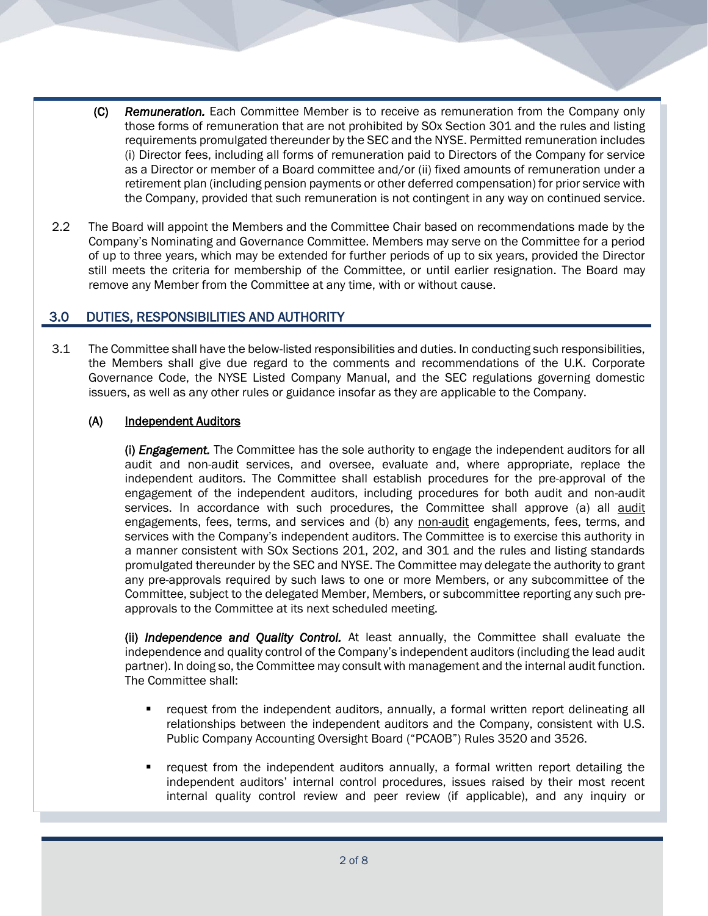(C) ***Remuneration.*** Each Committee Member is to receive as remuneration from the Company only those forms of remuneration that are not prohibited by SOx Section 301 and the rules and listing requirements promulgated thereunder by the SEC and the NYSE. Permitted remuneration includes (i) Director fees, including all forms of remuneration paid to Directors of the Company for service as a Director or member of a Board committee and/or (ii) fixed amounts of remuneration under a retirement plan (including pension payments or other deferred compensation) for prior service with the Company, provided that such remuneration is not contingent in any way on continued service.

2.2 The Board will appoint the Members and the Committee Chair based on recommendations made by the Company's Nominating and Governance Committee. Members may serve on the Committee for a period of up to three years, which may be extended for further periods of up to six years, provided the Director still meets the criteria for membership of the Committee, or until earlier resignation. The Board may remove any Member from the Committee at any time, with or without cause.

## 3.0 DUTIES, RESPONSIBILITIES AND AUTHORITY

3.1 The Committee shall have the below-listed responsibilities and duties. In conducting such responsibilities, the Members shall give due regard to the comments and recommendations of the U.K. Corporate Governance Code, the NYSE Listed Company Manual, and the SEC regulations governing domestic issuers, as well as any other rules or guidance insofar as they are applicable to the Company.

**(A) Independent Auditors**

**(i) *Engagement.*** The Committee has the sole authority to engage the independent auditors for all audit and non-audit services, and oversee, evaluate and, where appropriate, replace the independent auditors. The Committee shall establish procedures for the pre-approval of the engagement of the independent auditors, including procedures for both audit and non-audit services. In accordance with such procedures, the Committee shall approve (a) all audit engagements, fees, terms, and services and (b) any non-audit engagements, fees, terms, and services with the Company's independent auditors. The Committee is to exercise this authority in a manner consistent with SOx Sections 201, 202, and 301 and the rules and listing standards promulgated thereunder by the SEC and NYSE. The Committee may delegate the authority to grant any pre-approvals required by such laws to one or more Members, or any subcommittee of the Committee, subject to the delegated Member, Members, or subcommittee reporting any such pre-approvals to the Committee at its next scheduled meeting.

**(ii) *Independence and Quality Control.*** At least annually, the Committee shall evaluate the independence and quality control of the Company's independent auditors (including the lead audit partner). In doing so, the Committee may consult with management and the internal audit function. The Committee shall:

- request from the independent auditors, annually, a formal written report delineating all relationships between the independent auditors and the Company, consistent with U.S. Public Company Accounting Oversight Board ("PCAOB") Rules 3520 and 3526.
- request from the independent auditors annually, a formal written report detailing the independent auditors' internal control procedures, issues raised by their most recent internal quality control review and peer review (if applicable), and any inquiry or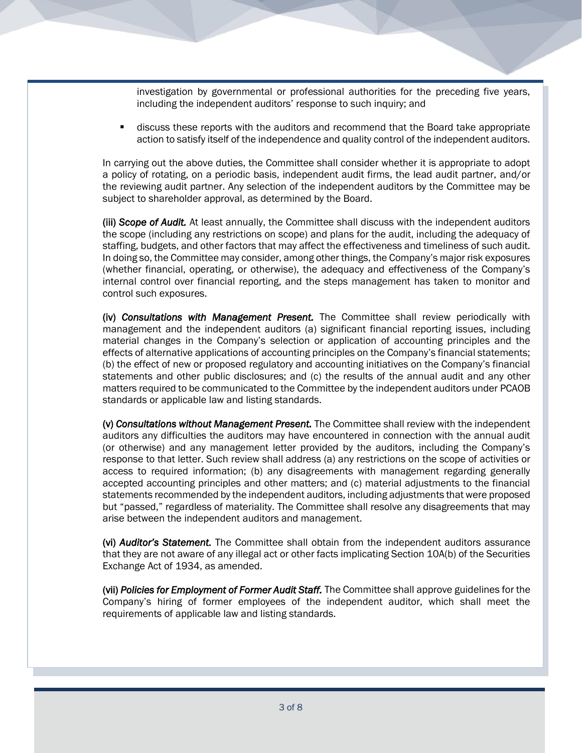investigation by governmental or professional authorities for the preceding five years, including the independent auditors' response to such inquiry; and

- discuss these reports with the auditors and recommend that the Board take appropriate action to satisfy itself of the independence and quality control of the independent auditors.

In carrying out the above duties, the Committee shall consider whether it is appropriate to adopt a policy of rotating, on a periodic basis, independent audit firms, the lead audit partner, and/or the reviewing audit partner. Any selection of the independent auditors by the Committee may be subject to shareholder approval, as determined by the Board.

**(iii) *Scope of Audit.*** At least annually, the Committee shall discuss with the independent auditors the scope (including any restrictions on scope) and plans for the audit, including the adequacy of staffing, budgets, and other factors that may affect the effectiveness and timeliness of such audit. In doing so, the Committee may consider, among other things, the Company's major risk exposures (whether financial, operating, or otherwise), the adequacy and effectiveness of the Company's internal control over financial reporting, and the steps management has taken to monitor and control such exposures.

**(iv) *Consultations with Management Present.*** The Committee shall review periodically with management and the independent auditors (a) significant financial reporting issues, including material changes in the Company's selection or application of accounting principles and the effects of alternative applications of accounting principles on the Company's financial statements; (b) the effect of new or proposed regulatory and accounting initiatives on the Company's financial statements and other public disclosures; and (c) the results of the annual audit and any other matters required to be communicated to the Committee by the independent auditors under PCAOB standards or applicable law and listing standards.

**(v) *Consultations without Management Present.*** The Committee shall review with the independent auditors any difficulties the auditors may have encountered in connection with the annual audit (or otherwise) and any management letter provided by the auditors, including the Company's response to that letter. Such review shall address (a) any restrictions on the scope of activities or access to required information; (b) any disagreements with management regarding generally accepted accounting principles and other matters; and (c) material adjustments to the financial statements recommended by the independent auditors, including adjustments that were proposed but "passed," regardless of materiality. The Committee shall resolve any disagreements that may arise between the independent auditors and management.

**(vi) *Auditor's Statement.*** The Committee shall obtain from the independent auditors assurance that they are not aware of any illegal act or other facts implicating Section 10A(b) of the Securities Exchange Act of 1934, as amended.

**(vii) *Policies for Employment of Former Audit Staff.*** The Committee shall approve guidelines for the Company's hiring of former employees of the independent auditor, which shall meet the requirements of applicable law and listing standards.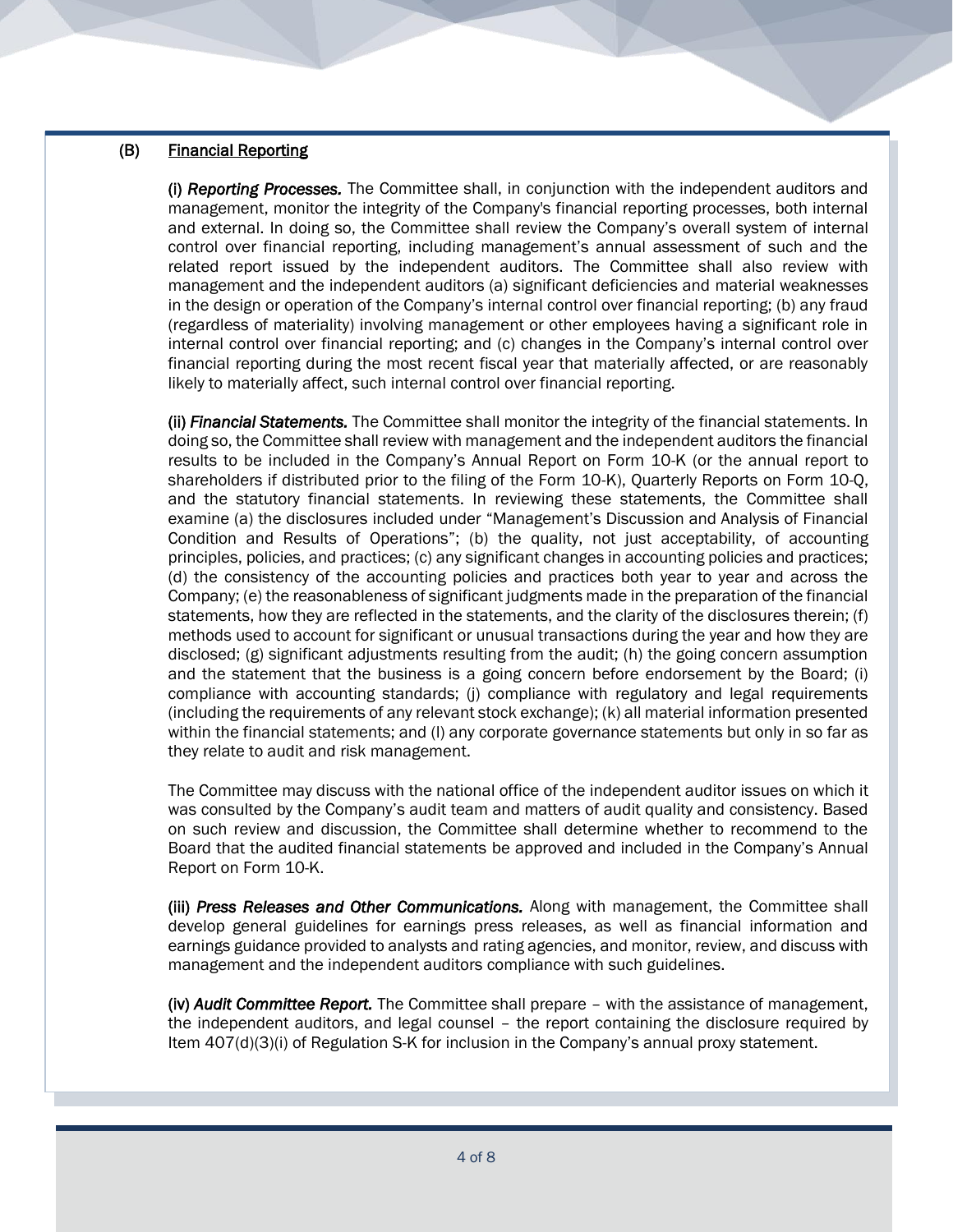### (B) Financial Reporting

**(i)** ***Reporting Processes.*** The Committee shall, in conjunction with the independent auditors and management, monitor the integrity of the Company's financial reporting processes, both internal and external. In doing so, the Committee shall review the Company's overall system of internal control over financial reporting, including management's annual assessment of such and the related report issued by the independent auditors. The Committee shall also review with management and the independent auditors (a) significant deficiencies and material weaknesses in the design or operation of the Company's internal control over financial reporting; (b) any fraud (regardless of materiality) involving management or other employees having a significant role in internal control over financial reporting; and (c) changes in the Company's internal control over financial reporting during the most recent fiscal year that materially affected, or are reasonably likely to materially affect, such internal control over financial reporting.

**(ii)** ***Financial Statements.*** The Committee shall monitor the integrity of the financial statements. In doing so, the Committee shall review with management and the independent auditors the financial results to be included in the Company's Annual Report on Form 10-K (or the annual report to shareholders if distributed prior to the filing of the Form 10-K), Quarterly Reports on Form 10-Q, and the statutory financial statements. In reviewing these statements, the Committee shall examine (a) the disclosures included under "Management's Discussion and Analysis of Financial Condition and Results of Operations"; (b) the quality, not just acceptability, of accounting principles, policies, and practices; (c) any significant changes in accounting policies and practices; (d) the consistency of the accounting policies and practices both year to year and across the Company; (e) the reasonableness of significant judgments made in the preparation of the financial statements, how they are reflected in the statements, and the clarity of the disclosures therein; (f) methods used to account for significant or unusual transactions during the year and how they are disclosed; (g) significant adjustments resulting from the audit; (h) the going concern assumption and the statement that the business is a going concern before endorsement by the Board; (i) compliance with accounting standards; (j) compliance with regulatory and legal requirements (including the requirements of any relevant stock exchange); (k) all material information presented within the financial statements; and (l) any corporate governance statements but only in so far as they relate to audit and risk management.

The Committee may discuss with the national office of the independent auditor issues on which it was consulted by the Company's audit team and matters of audit quality and consistency. Based on such review and discussion, the Committee shall determine whether to recommend to the Board that the audited financial statements be approved and included in the Company's Annual Report on Form 10-K.

**(iii)** ***Press Releases and Other Communications.*** Along with management, the Committee shall develop general guidelines for earnings press releases, as well as financial information and earnings guidance provided to analysts and rating agencies, and monitor, review, and discuss with management and the independent auditors compliance with such guidelines.

**(iv)** ***Audit Committee Report.*** The Committee shall prepare – with the assistance of management, the independent auditors, and legal counsel – the report containing the disclosure required by Item 407(d)(3)(i) of Regulation S-K for inclusion in the Company's annual proxy statement.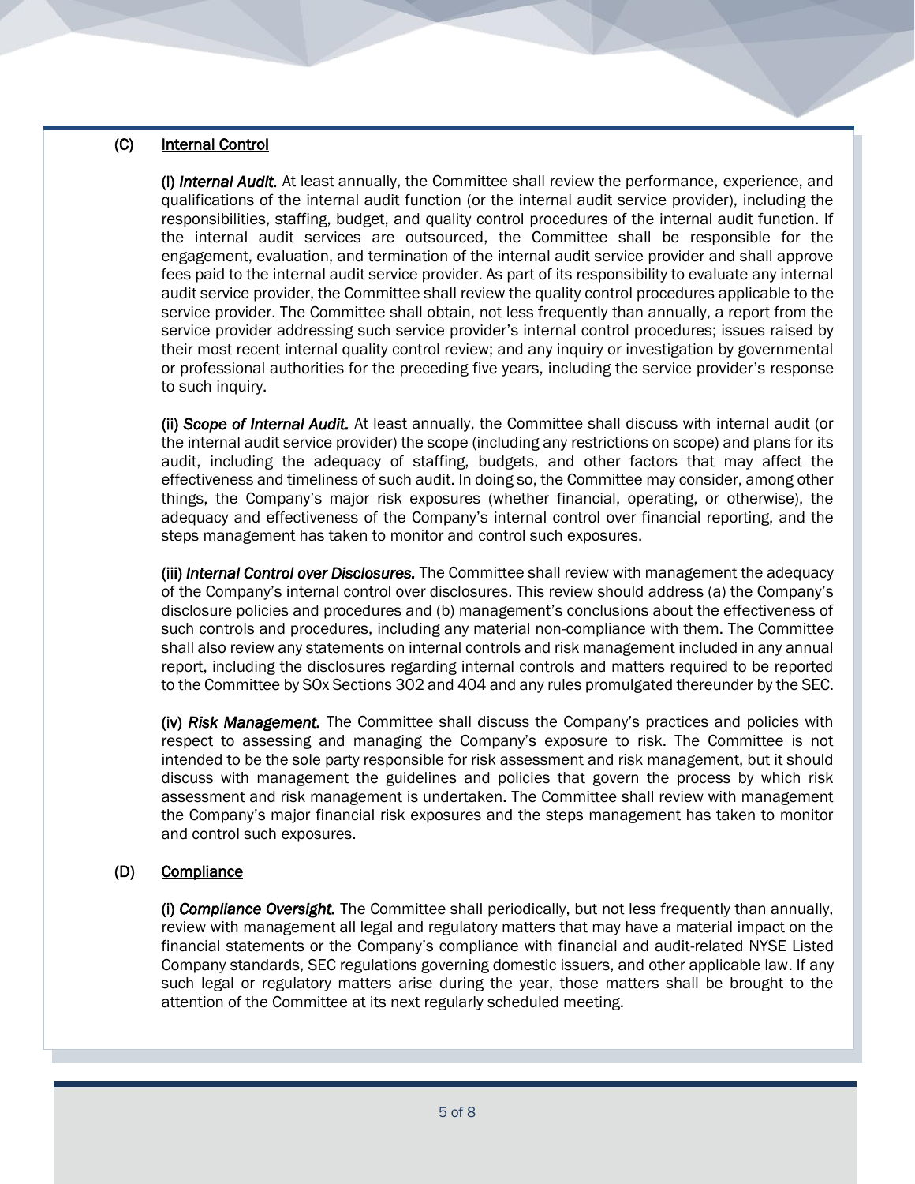### (C) <u>Internal Control</u>

**(i)** ***Internal Audit.*** At least annually, the Committee shall review the performance, experience, and qualifications of the internal audit function (or the internal audit service provider), including the responsibilities, staffing, budget, and quality control procedures of the internal audit function. If the internal audit services are outsourced, the Committee shall be responsible for the engagement, evaluation, and termination of the internal audit service provider and shall approve fees paid to the internal audit service provider. As part of its responsibility to evaluate any internal audit service provider, the Committee shall review the quality control procedures applicable to the service provider. The Committee shall obtain, not less frequently than annually, a report from the service provider addressing such service provider's internal control procedures; issues raised by their most recent internal quality control review; and any inquiry or investigation by governmental or professional authorities for the preceding five years, including the service provider's response to such inquiry.

**(ii)** ***Scope of Internal Audit.*** At least annually, the Committee shall discuss with internal audit (or the internal audit service provider) the scope (including any restrictions on scope) and plans for its audit, including the adequacy of staffing, budgets, and other factors that may affect the effectiveness and timeliness of such audit. In doing so, the Committee may consider, among other things, the Company's major risk exposures (whether financial, operating, or otherwise), the adequacy and effectiveness of the Company's internal control over financial reporting, and the steps management has taken to monitor and control such exposures.

**(iii)** ***Internal Control over Disclosures.*** The Committee shall review with management the adequacy of the Company's internal control over disclosures. This review should address (a) the Company's disclosure policies and procedures and (b) management's conclusions about the effectiveness of such controls and procedures, including any material non-compliance with them. The Committee shall also review any statements on internal controls and risk management included in any annual report, including the disclosures regarding internal controls and matters required to be reported to the Committee by SOx Sections 302 and 404 and any rules promulgated thereunder by the SEC.

**(iv)** ***Risk Management.*** The Committee shall discuss the Company's practices and policies with respect to assessing and managing the Company's exposure to risk. The Committee is not intended to be the sole party responsible for risk assessment and risk management, but it should discuss with management the guidelines and policies that govern the process by which risk assessment and risk management is undertaken. The Committee shall review with management the Company's major financial risk exposures and the steps management has taken to monitor and control such exposures.

### (D) <u>Compliance</u>

**(i)** ***Compliance Oversight.*** The Committee shall periodically, but not less frequently than annually, review with management all legal and regulatory matters that may have a material impact on the financial statements or the Company's compliance with financial and audit-related NYSE Listed Company standards, SEC regulations governing domestic issuers, and other applicable law. If any such legal or regulatory matters arise during the year, those matters shall be brought to the attention of the Committee at its next regularly scheduled meeting.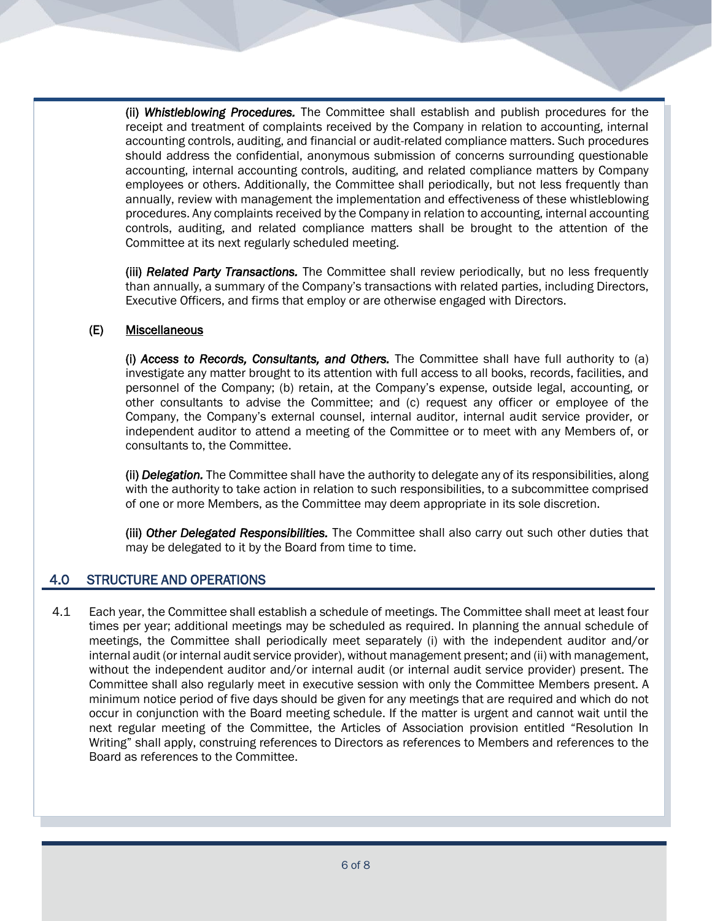**(ii)** ***Whistleblowing Procedures.*** The Committee shall establish and publish procedures for the receipt and treatment of complaints received by the Company in relation to accounting, internal accounting controls, auditing, and financial or audit-related compliance matters. Such procedures should address the confidential, anonymous submission of concerns surrounding questionable accounting, internal accounting controls, auditing, and related compliance matters by Company employees or others. Additionally, the Committee shall periodically, but not less frequently than annually, review with management the implementation and effectiveness of these whistleblowing procedures. Any complaints received by the Company in relation to accounting, internal accounting controls, auditing, and related compliance matters shall be brought to the attention of the Committee at its next regularly scheduled meeting.

**(iii)** ***Related Party Transactions.*** The Committee shall review periodically, but no less frequently than annually, a summary of the Company's transactions with related parties, including Directors, Executive Officers, and firms that employ or are otherwise engaged with Directors.

**(E) Miscellaneous**

**(i)** ***Access to Records, Consultants, and Others.*** The Committee shall have full authority to (a) investigate any matter brought to its attention with full access to all books, records, facilities, and personnel of the Company; (b) retain, at the Company's expense, outside legal, accounting, or other consultants to advise the Committee; and (c) request any officer or employee of the Company, the Company's external counsel, internal auditor, internal audit service provider, or independent auditor to attend a meeting of the Committee or to meet with any Members of, or consultants to, the Committee.

**(ii)** ***Delegation.*** The Committee shall have the authority to delegate any of its responsibilities, along with the authority to take action in relation to such responsibilities, to a subcommittee comprised of one or more Members, as the Committee may deem appropriate in its sole discretion.

**(iii)** ***Other Delegated Responsibilities.*** The Committee shall also carry out such other duties that may be delegated to it by the Board from time to time.

## 4.0 STRUCTURE AND OPERATIONS

4.1 Each year, the Committee shall establish a schedule of meetings. The Committee shall meet at least four times per year; additional meetings may be scheduled as required. In planning the annual schedule of meetings, the Committee shall periodically meet separately (i) with the independent auditor and/or internal audit (or internal audit service provider), without management present; and (ii) with management, without the independent auditor and/or internal audit (or internal audit service provider) present. The Committee shall also regularly meet in executive session with only the Committee Members present. A minimum notice period of five days should be given for any meetings that are required and which do not occur in conjunction with the Board meeting schedule. If the matter is urgent and cannot wait until the next regular meeting of the Committee, the Articles of Association provision entitled "Resolution In Writing" shall apply, construing references to Directors as references to Members and references to the Board as references to the Committee.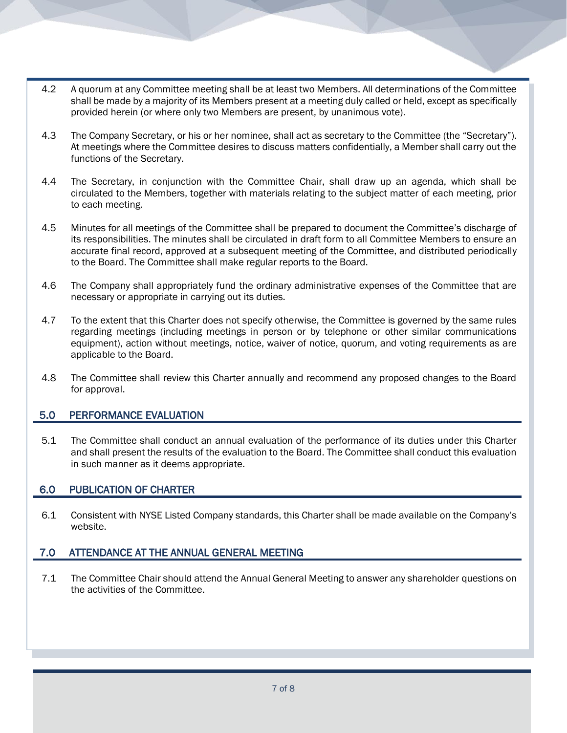4.2 A quorum at any Committee meeting shall be at least two Members. All determinations of the Committee shall be made by a majority of its Members present at a meeting duly called or held, except as specifically provided herein (or where only two Members are present, by unanimous vote).

4.3 The Company Secretary, or his or her nominee, shall act as secretary to the Committee (the "Secretary"). At meetings where the Committee desires to discuss matters confidentially, a Member shall carry out the functions of the Secretary.

4.4 The Secretary, in conjunction with the Committee Chair, shall draw up an agenda, which shall be circulated to the Members, together with materials relating to the subject matter of each meeting, prior to each meeting.

4.5 Minutes for all meetings of the Committee shall be prepared to document the Committee's discharge of its responsibilities. The minutes shall be circulated in draft form to all Committee Members to ensure an accurate final record, approved at a subsequent meeting of the Committee, and distributed periodically to the Board. The Committee shall make regular reports to the Board.

4.6 The Company shall appropriately fund the ordinary administrative expenses of the Committee that are necessary or appropriate in carrying out its duties.

4.7 To the extent that this Charter does not specify otherwise, the Committee is governed by the same rules regarding meetings (including meetings in person or by telephone or other similar communications equipment), action without meetings, notice, waiver of notice, quorum, and voting requirements as are applicable to the Board.

4.8 The Committee shall review this Charter annually and recommend any proposed changes to the Board for approval.

## 5.0 PERFORMANCE EVALUATION

5.1 The Committee shall conduct an annual evaluation of the performance of its duties under this Charter and shall present the results of the evaluation to the Board. The Committee shall conduct this evaluation in such manner as it deems appropriate.

## 6.0 PUBLICATION OF CHARTER

6.1 Consistent with NYSE Listed Company standards, this Charter shall be made available on the Company's website.

## 7.0 ATTENDANCE AT THE ANNUAL GENERAL MEETING

7.1 The Committee Chair should attend the Annual General Meeting to answer any shareholder questions on the activities of the Committee.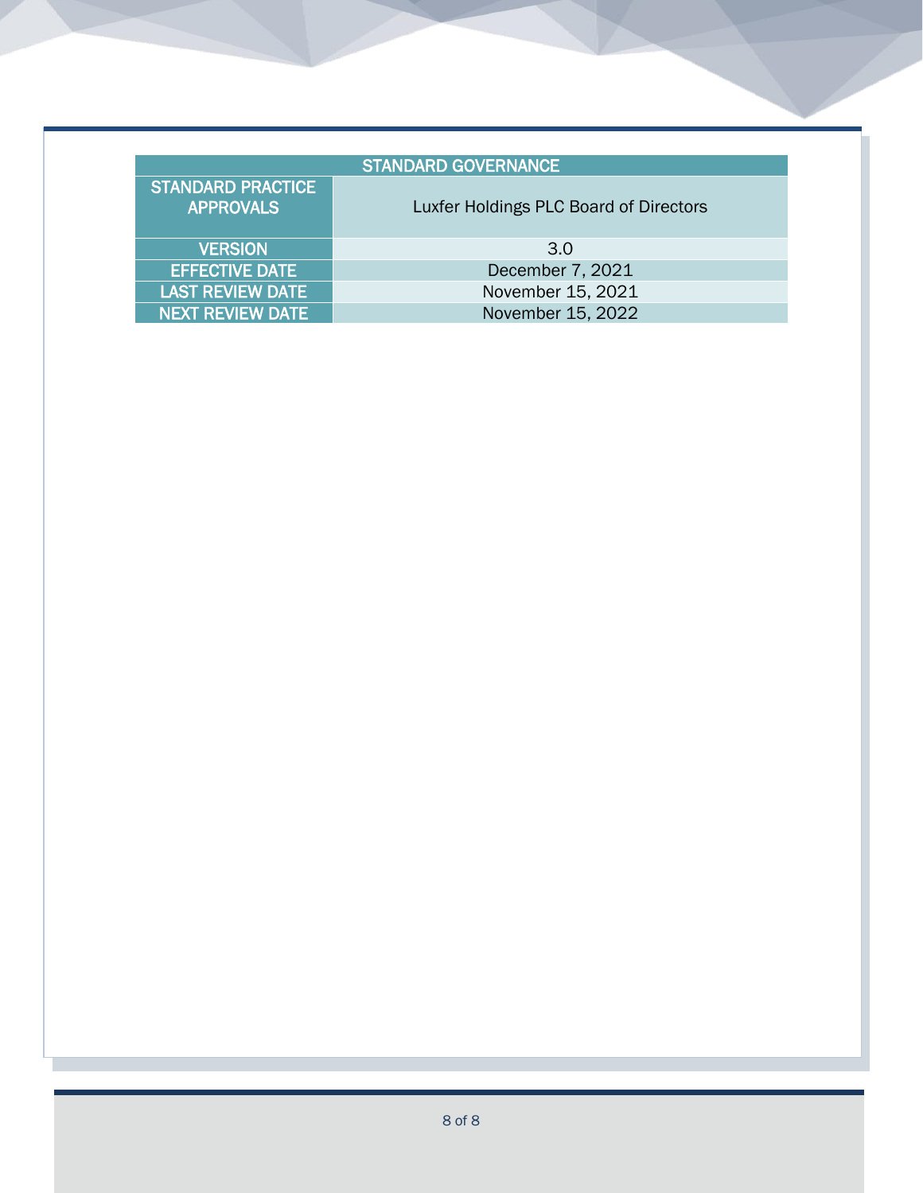| STANDARD GOVERNANCE | |
|---|---|
| STANDARD PRACTICE APPROVALS | Luxfer Holdings PLC Board of Directors |
| VERSION | 3.0 |
| EFFECTIVE DATE | December 7, 2021 |
| LAST REVIEW DATE | November 15, 2021 |
| NEXT REVIEW DATE | November 15, 2022 |